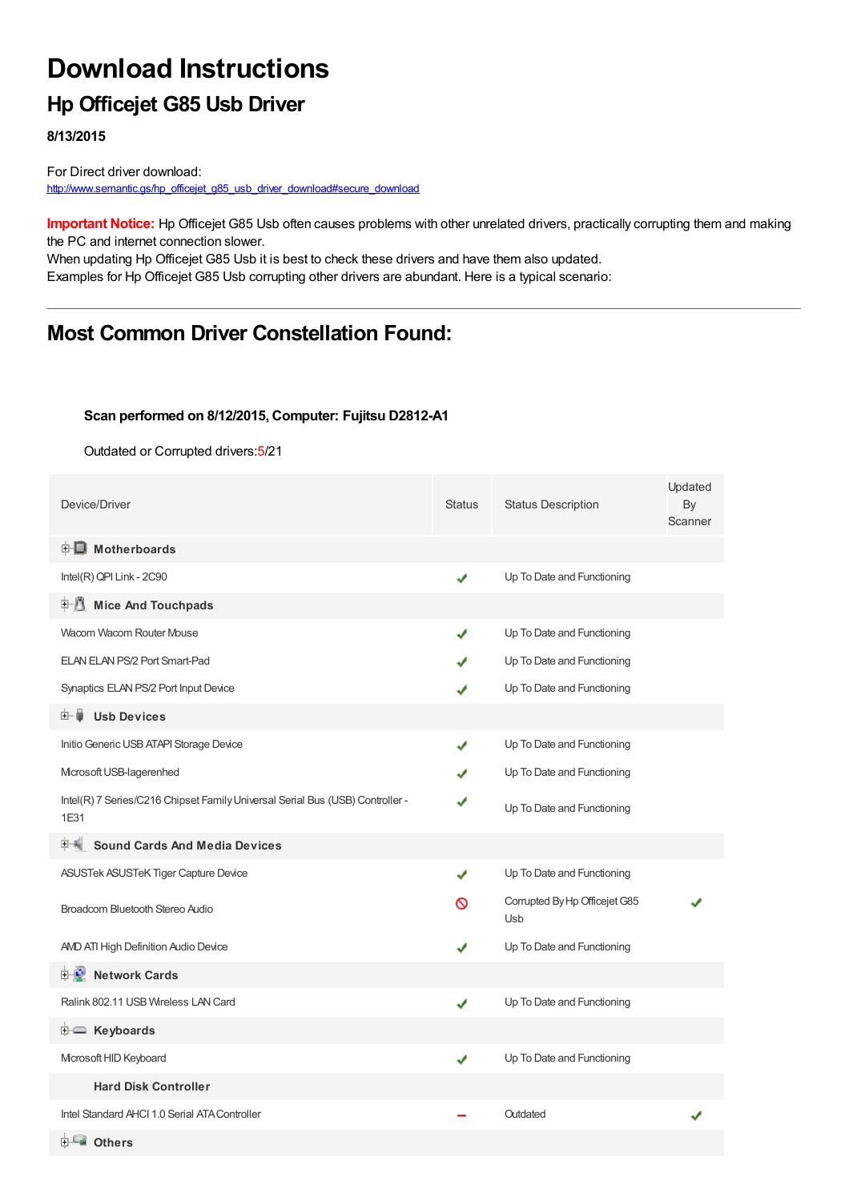# Download Instructions

## Hp Officejet G85 Usb Driver

**8/13/2015**

For Direct driver download:
http://www.semantic.gs/hp_officejet_g85_usb_driver_download#secure_download

**Important Notice:** Hp Officejet G85 Usb often causes problems with other unrelated drivers, practically corrupting them and making the PC and internet connection slower.
When updating Hp Officejet G85 Usb it is best to check these drivers and have them also updated.
Examples for Hp Officejet G85 Usb corrupting other drivers are abundant. Here is a typical scenario:

---

## Most Common Driver Constellation Found:

**Scan performed on 8/12/2015, Computer: Fujitsu D2812-A1**

Outdated or Corrupted drivers:5/21

| Device/Driver | Status | Status Description | Updated By Scanner |
|---|---|---|---|
| **Motherboards** | | | |
| Intel(R) QPI Link - 2C90 | ✔ | Up To Date and Functioning | |
| **Mice And Touchpads** | | | |
| Wacom Wacom Router Mouse | ✔ | Up To Date and Functioning | |
| ELAN ELAN PS/2 Port Smart-Pad | ✔ | Up To Date and Functioning | |
| Synaptics ELAN PS/2 Port Input Device | ✔ | Up To Date and Functioning | |
| **Usb Devices** | | | |
| Initio Generic USB ATAPI Storage Device | ✔ | Up To Date and Functioning | |
| Microsoft USB-lagerenhed | ✔ | Up To Date and Functioning | |
| Intel(R) 7 Series/C216 Chipset Family Universal Serial Bus (USB) Controller - 1E31 | ✔ | Up To Date and Functioning | |
| **Sound Cards And Media Devices** | | | |
| ASUSTek ASUSTeK Tiger Capture Device | ✔ | Up To Date and Functioning | |
| Broadcom Bluetooth Stereo Audio | 🚫 | Corrupted By Hp Officejet G85 Usb | ✔ |
| AMD ATI High Definition Audio Device | ✔ | Up To Date and Functioning | |
| **Network Cards** | | | |
| Ralink 802.11 USB Wireless LAN Card | ✔ | Up To Date and Functioning | |
| **Keyboards** | | | |
| Microsoft HID Keyboard | ✔ | Up To Date and Functioning | |
| **Hard Disk Controller** | | | |
| Intel Standard AHCI 1.0 Serial ATA Controller | – | Outdated | ✔ |
| **Others** | | | |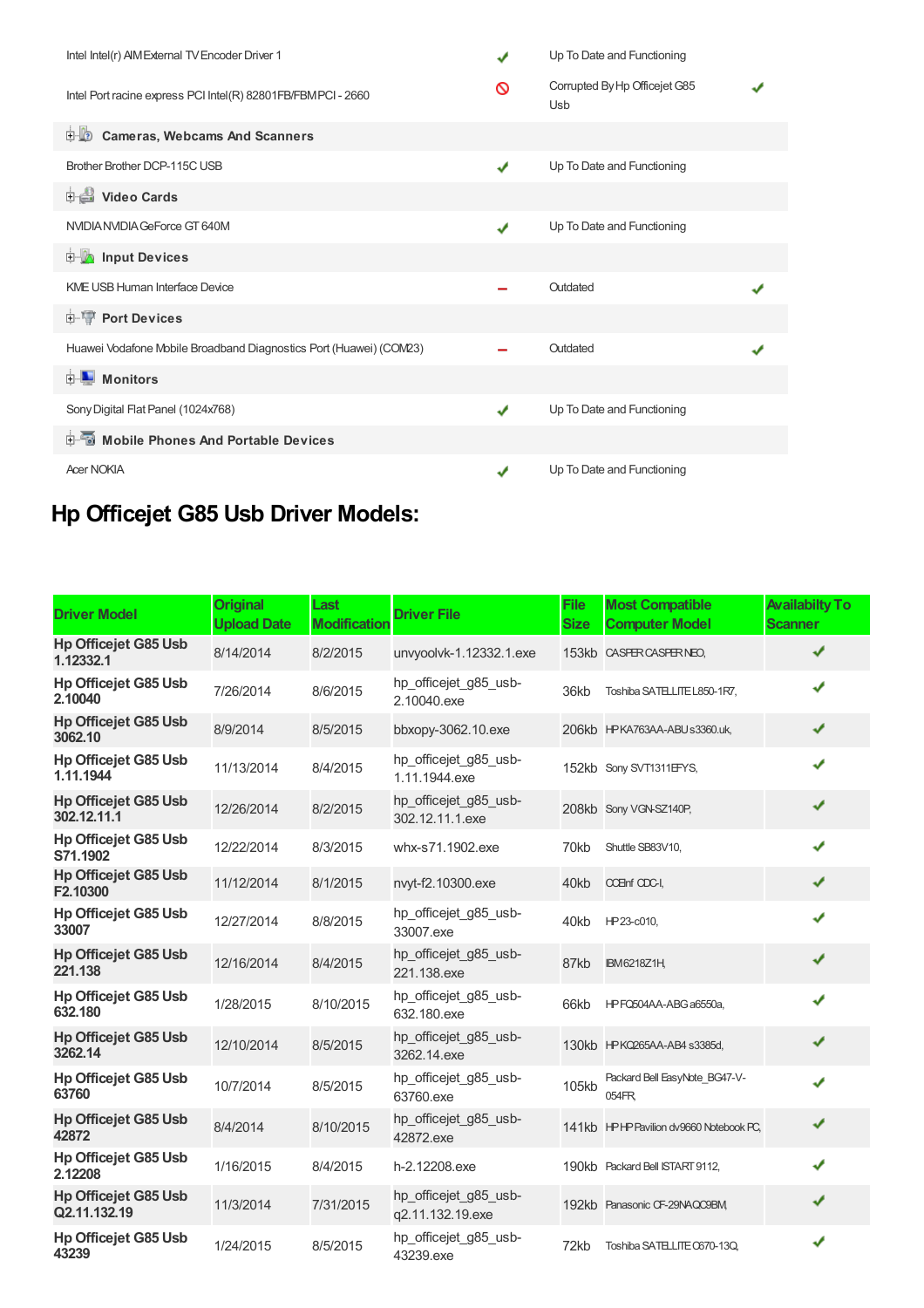| | | | |
|---|---|---|---|
| Intel Intel(r) AIM External TV Encoder Driver 1 | ✔ | Up To Date and Functioning | |
| Intel Port racine express PCI Intel(R) 82801FB/FBM PCI - 2660 | 🚫 | Corrupted By Hp Officejet G85 Usb | ✔ |
| **Cameras, Webcams And Scanners** | | | |
| Brother Brother DCP-115C USB | ✔ | Up To Date and Functioning | |
| **Video Cards** | | | |
| NVIDIA NVIDIA GeForce GT 640M | ✔ | Up To Date and Functioning | |
| **Input Devices** | | | |
| KME USB Human Interface Device | – | Outdated | ✔ |
| **Port Devices** | | | |
| Huawei Vodafone Mobile Broadband Diagnostics Port (Huawei) (COM23) | – | Outdated | ✔ |
| **Monitors** | | | |
| Sony Digital Flat Panel (1024x768) | ✔ | Up To Date and Functioning | |
| **Mobile Phones And Portable Devices** | | | |
| Acer NOKIA | ✔ | Up To Date and Functioning | |

## Hp Officejet G85 Usb Driver Models:

| Driver Model | Original Upload Date | Last Modification | Driver File | File Size | Most Compatible Computer Model | Availabilty To Scanner |
|---|---|---|---|---|---|---|
| **Hp Officejet G85 Usb 1.12332.1** | 8/14/2014 | 8/2/2015 | unvyoolvk-1.12332.1.exe | 153kb | CASPER CASPER NEO, | ✔ |
| **Hp Officejet G85 Usb 2.10040** | 7/26/2014 | 8/6/2015 | hp_officejet_g85_usb-2.10040.exe | 36kb | Toshiba SATELLITE L850-1R7, | ✔ |
| **Hp Officejet G85 Usb 3062.10** | 8/9/2014 | 8/5/2015 | bbxopy-3062.10.exe | 206kb | HP KA763AA-ABU s3360.uk, | ✔ |
| **Hp Officejet G85 Usb 1.11.1944** | 11/13/2014 | 8/4/2015 | hp_officejet_g85_usb-1.11.1944.exe | 152kb | Sony SVT1311EFYS, | ✔ |
| **Hp Officejet G85 Usb 302.12.11.1** | 12/26/2014 | 8/2/2015 | hp_officejet_g85_usb-302.12.11.1.exe | 208kb | Sony VGN-SZ140P, | ✔ |
| **Hp Officejet G85 Usb S71.1902** | 12/22/2014 | 8/3/2015 | whx-s71.1902.exe | 70kb | Shuttle SB83V10, | ✔ |
| **Hp Officejet G85 Usb F2.10300** | 11/12/2014 | 8/1/2015 | nvyt-f2.10300.exe | 40kb | CCEInf CDC-I, | ✔ |
| **Hp Officejet G85 Usb 33007** | 12/27/2014 | 8/8/2015 | hp_officejet_g85_usb-33007.exe | 40kb | HP 23-c010, | ✔ |
| **Hp Officejet G85 Usb 221.138** | 12/16/2014 | 8/4/2015 | hp_officejet_g85_usb-221.138.exe | 87kb | IBM6218Z1H, | ✔ |
| **Hp Officejet G85 Usb 632.180** | 1/28/2015 | 8/10/2015 | hp_officejet_g85_usb-632.180.exe | 66kb | HP FQ504AA-ABG a6550a, | ✔ |
| **Hp Officejet G85 Usb 3262.14** | 12/10/2014 | 8/5/2015 | hp_officejet_g85_usb-3262.14.exe | 130kb | HP KQ265AA-AB4 s3385d, | ✔ |
| **Hp Officejet G85 Usb 63760** | 10/7/2014 | 8/5/2015 | hp_officejet_g85_usb-63760.exe | 105kb | Packard Bell EasyNote_BG47-V-054FR, | ✔ |
| **Hp Officejet G85 Usb 42872** | 8/4/2014 | 8/10/2015 | hp_officejet_g85_usb-42872.exe | 141kb | HP HP Pavilion dv9660 Notebook PC, | ✔ |
| **Hp Officejet G85 Usb 2.12208** | 1/16/2015 | 8/4/2015 | h-2.12208.exe | 190kb | Packard Bell ISTART 9112, | ✔ |
| **Hp Officejet G85 Usb Q2.11.132.19** | 11/3/2014 | 7/31/2015 | hp_officejet_g85_usb-q2.11.132.19.exe | 192kb | Panasonic CF-29NAQC9BM, | ✔ |
| **Hp Officejet G85 Usb 43239** | 1/24/2015 | 8/5/2015 | hp_officejet_g85_usb-43239.exe | 72kb | Toshiba SATELLITE C670-13Q, | ✔ |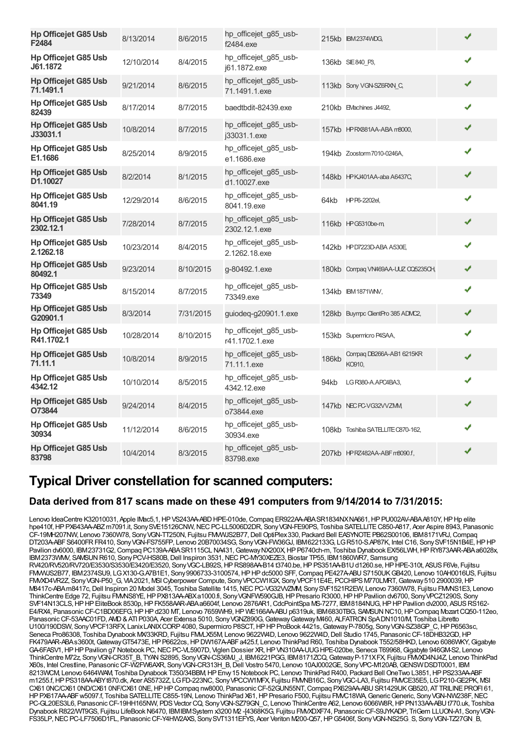| | | | | | | |
|---|---|---|---|---|---|---|
| **Hp Officejet G85 Usb F2484** | 8/13/2014 | 8/6/2015 | hp_officejet_g85_usb-f2484.exe | 215kb | IBM2374WDG, | ✔ |
| **Hp Officejet G85 Usb J61.1872** | 12/10/2014 | 8/4/2015 | hp_officejet_g85_usb-j61.1872.exe | 136kb | SIE 840_P3, | ✔ |
| **Hp Officejet G85 Usb 71.1491.1** | 9/21/2014 | 8/6/2015 | hp_officejet_g85_usb-71.1491.1.exe | 113kb | Sony VGN-SZ6RXN_C, | ✔ |
| **Hp Officejet G85 Usb 82439** | 8/17/2014 | 8/7/2015 | baedtbdit-82439.exe | 210kb | EMachines J4492, | ✔ |
| **Hp Officejet G85 Usb J33031.1** | 10/8/2014 | 8/7/2015 | hp_officejet_g85_usb-j33031.1.exe | 157kb | HP RX881AA-ABA m8000, | ✔ |
| **Hp Officejet G85 Usb E1.1686** | 8/25/2014 | 8/9/2015 | hp_officejet_g85_usb-e1.1686.exe | 194kb | Zoostorm 7010-0246A, | ✔ |
| **Hp Officejet G85 Usb D1.10027** | 8/2/2014 | 8/1/2015 | hp_officejet_g85_usb-d1.10027.exe | 148kb | HP KJ401AA-aba A6437C, | ✔ |
| **Hp Officejet G85 Usb 8041.19** | 12/29/2014 | 8/6/2015 | hp_officejet_g85_usb-8041.19.exe | 64kb | HP P6-2202el, | ✔ |
| **Hp Officejet G85 Usb 2302.12.1** | 7/28/2014 | 8/7/2015 | hp_officejet_g85_usb-2302.12.1.exe | 116kb | HP G5310be-m, | ✔ |
| **Hp Officejet G85 Usb 2.1262.18** | 10/23/2014 | 8/4/2015 | hp_officejet_g85_usb-2.1262.18.exe | 142kb | HP D7223D-ABA A530E, | ✔ |
| **Hp Officejet G85 Usb 80492.1** | 9/23/2014 | 8/10/2015 | g-80492.1.exe | 180kb | Compaq VN469AA-UUZ CQ5235CH, | ✔ |
| **Hp Officejet G85 Usb 73349** | 8/15/2014 | 8/7/2015 | hp_officejet_g85_usb-73349.exe | 134kb | IBM1871WNV, | ✔ |
| **Hp Officejet G85 Usb G20901.1** | 8/3/2014 | 7/31/2015 | guiodeq-g20901.1.exe | 128kb | Buympc ClientPro 385 ADMC2, | ✔ |
| **Hp Officejet G85 Usb R41.1702.1** | 10/28/2014 | 8/10/2015 | hp_officejet_g85_usb-r41.1702.1.exe | 153kb | Supermicro P4SAA, | ✔ |
| **Hp Officejet G85 Usb 71.11.1** | 10/8/2014 | 8/9/2015 | hp_officejet_g85_usb-71.11.1.exe | 186kb | Compaq DB266A-AB1 6215KR KO910, | ✔ |
| **Hp Officejet G85 Usb 4342.12** | 10/10/2014 | 8/5/2015 | hp_officejet_g85_usb-4342.12.exe | 94kb | LG R380-A.APC4BA3, | ✔ |
| **Hp Officejet G85 Usb O73844** | 9/24/2014 | 8/4/2015 | hp_officejet_g85_usb-o73844.exe | 147kb | NEC PC-VG32VVZMM, | ✔ |
| **Hp Officejet G85 Usb 30934** | 11/12/2014 | 8/6/2015 | hp_officejet_g85_usb-30934.exe | 108kb | Toshiba SATELLITE C870-162, | ✔ |
| **Hp Officejet G85 Usb 83798** | 10/4/2014 | 8/3/2015 | hp_officejet_g85_usb-83798.exe | 207kb | HP RZ482AA-ABF m8090.f, | ✔ |

# Typical Driver constellation for scanned computers:

### Data derived from 817 scans made on these 491 computers from 9/14/2014 to 7/31/2015:

Lenovo IdeaCentre K32010031, Apple IMac5,1, HP VS243AA-ABD HPE-010de, Compaq ER922AA-ABA SR1834NX NA661, HP PU002AV-ABA A810Y, HP Hp elite hpe410f, HP PX643AA-ABZ m7091.it, Sony SVE15126CNW, NEC PC-LL5006D2DR, Sony VGN-FE90PS, Toshiba SATELLITE C850-A817, Acer Aspire 8943, Panasonic CF-19MH207NW, Lenovo 7360W78, Sony VGN-TT250N, Fujitsu FMVWJS2B77, Dell OptiPlex 330, Packard Bell EASYNOTE PB62S00106, IBM8171VRJ, Compaq DT203A-ABF S6400FR FR410, Sony VGN-FS755FP, Lenovo 20B70034SG, Sony VGN-FW36GJ, IBM622133G, LG R510-S.AP87K, Intel C16, Sony SVF15N1B4E, HP HP Pavilion dv6000, IBM23731G2, Compaq PC139A-ABA SR1115CL NA431, Gateway NX200X, HP P6740ch-m, Toshiba Dynabook EX/56LWH, HP RY873AAR-ABA a6028x, IBM2373WMV, SAMSUN R610, Sony PCV-HS80B, Dell Inspiron 3531, NEC PC-MY30XEZE3, Biostar TP55, IBM1860WR7, Samsung RV420/RV520/RV720/E3530/S3530/E3420/E3520, Sony VGC-LB92S, HP RS898AA-B14 t3740.be, HP PS351AA-B1U d1260.se, HP HPE-310t, ASUS F6Ve, Fujitsu FMVWJS2B77, IBM2374SU9, LG X130-G.A7B1E1, Sony 9906733-3100574, HP HP dc5000 SFF, Compaq PE427A-ABU S7150UK GB420, Lenovo 10AH0016US, Fujitsu FMVXD4VR2Z, Sony VGN-P50_G, VIA 2021, MSI Cyberpower Compute, Sony VPCCW1IGX, Sony VPCF11E4E, PCCHIPS M770LMRT, Gateway 510 2900039, HP M8417c-ABA m8417c, Dell Inspiron 20 Model 3045, Toshiba Satellite 1415, NEC PC-VG32VVZMM, Sony SVF1521R2EW, Lenovo 7360W78, Fujitsu FMVNS1E3, Lenovo ThinkCentre Edge 72, Fujitsu FMVNS8YE, HP PX813AA-ABX a1000.fi, Sony VGNFW590GJB, HP Presario R3000, HP HP Pavilion dv6700, Sony VPCZ1290S, Sony SVF14N13CLS, HP HP EliteBook 8530p, HP FK558AAR-ABA a6604f, Lenovo 2876AR1, CdcPointSpa MS-7277, IBM8184NUG, HP HP Pavilion dv2000, ASUS RS162-E4/RX4, Panasonic CF-C1BD06EFG, HP HP d230 MT, Lenovo 7659WH9, HP WE166AA-ABU p6319uk, IBM6830TBG, SAMSUN NC10, HP Compaq Mozart CQ50-112eo, Panasonic CF-53AAC01FD, AMD & ATI P030A, Acer Extensa 5010, Sony VGNZ890G, Gateway Gateway M460, ALFATRON SpA DN1010/M, Toshiba Libretto U100/190DSW, Sony VPCF13RFX, Lanix LANIX CORP 4080, Supermicro P8SCT, HP HP ProBook 4421s, Gateway P-7805g, Sony VGN-SZ38GP_C, HP P6563sc, Seneca Pro86308, Toshiba Dynabook MX/33KRD, Fujitsu FMLX55M, Lenovo 9622W4D, Lenovo 9622W4D, Dell Studio 1745, Panasonic CF-18DHB32GD, HP FK479AAR-ABA s3600t, Gateway GT5473E, HP P6622cs, HP DW167A-ABF a425.f, Lenovo ThinkPad R60, Toshiba Dynabook T552/58HKD, Lenovo 6086WKY, Gigabyte GA-6FASV1, HP HP Pavilion g7 Notebook PC, NEC PC-VL5907D, Viglen Dossier XR, HP VN310AA-UUG HPE-020be, Seneca T69968, Gigabyte 946GM-S2, Lenovo ThinkCentre M72z, Sony VGN-CR35T_B, TYAN S2895, Sony VGN-CS36MJ_J, IBM6221PGG, IBM8171ZCQ, Gateway P-171X FX, Fujitsu FMVXD4NJ4Z, Lenovo ThinkPad X60s, Intel Crestline, Panasonic CF-W2FW6AXR, Sony VGN-CR313H_B, Dell Vostro 5470, Lenovo 10AJ0002GE, Sony VPC-M120AB, GENSW DSDT0001, IBM 8213WCM, Lenovo 6464WAM, Toshiba Dynabook T350/34BBM, HP Envy 15 Notebook PC, Lenovo ThinkPad R400, Packard Bell OneTwo L3851, HP PS233AA-ABF m1255.f, HP PS318AA-ABY t870.dk, Acer AS5732Z, LG FD-223NC, Sony VPCCW1MFX, Fujitsu FMVNB16C, Sony VGC-LA3, Fujitsu FMVCE35E5, LG P210-GE2PK, MSI CX61 0NC/CX61 0ND/CX61 0NF/CX61 0NE, HP HP Compaq nw8000, Panasonic CF-52GUN55NT, Compaq PX629AA-ABU SR1429UK GB520, AT TRILINE PROFI 61, HP PX617AA-ABF w5097.f, Toshiba SATELLITE C855-19N, Lenovo ThinkPad X61, HP Presario F500, Fujitsu FMVC18WA, Generic Generic, Sony VGN-NW238F, NEC PC-GL20ES3L6, Panasonic CF-19HH165NW, PDS Vector CQ, Sony VGN-SZ79GN_C, Lenovo ThinkCentre A62, Lenovo 6066W8R, HP PN133AA-ABU t770.uk, Toshiba Dynabook R822/WT9GS, Fujitsu LifeBook N6470, IBM IBM System x3200 M2 -[4368K5G, Fujitsu FMVXDXF74, Panasonic CF-S9JYKADP, TriGem LLUON-A1, Sony VGN-FS35LP, NEC PC-LF7506D1FL, Panasonic CF-Y4HW2AXS, Sony SVT1311EFYS, Acer Veriton M200-Q57, HP G5406f, Sony VGN-NS25G_S, Sony VGN-TZ27GN_B,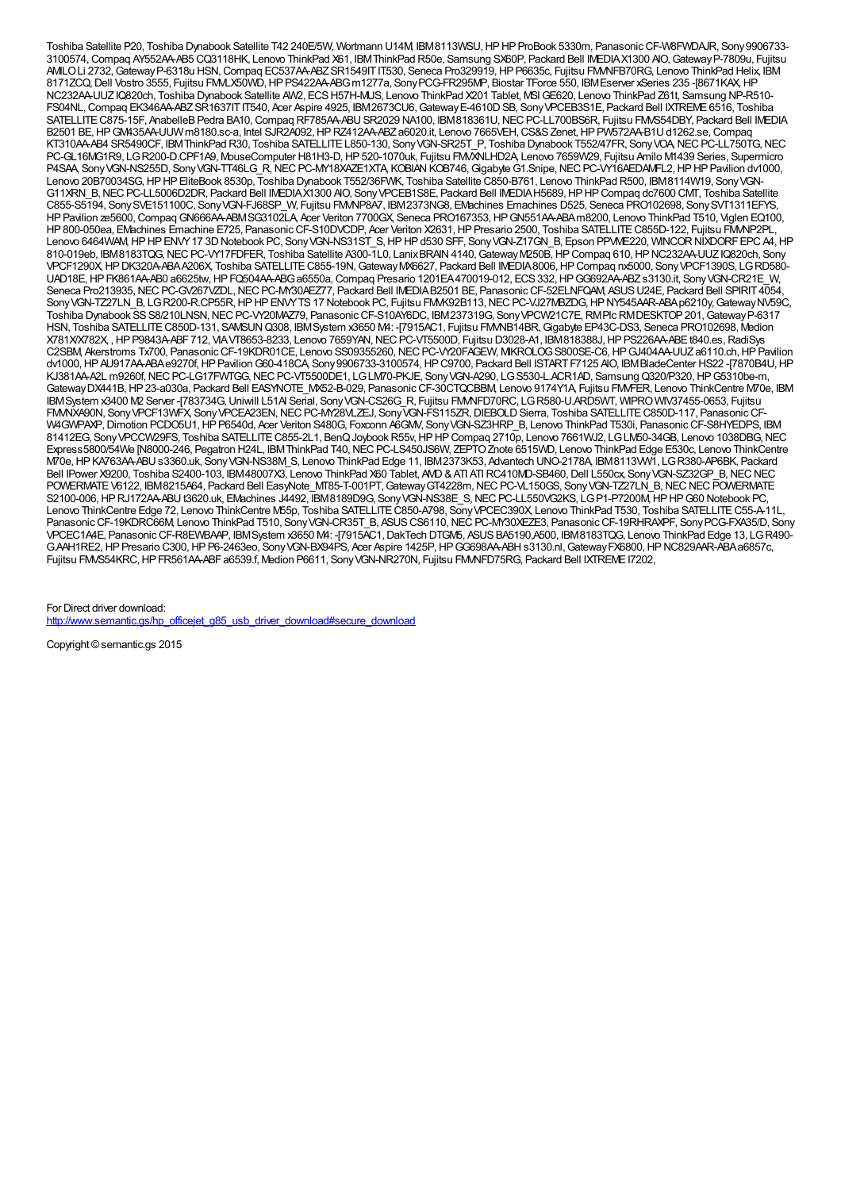Toshiba Satellite P20, Toshiba Dynabook Satellite T42 240E/5W, Wortmann U14M, IBM 8113WSU, HP HP ProBook 5330m, Panasonic CF-W8FWDAJR, Sony 9906733-3100574, Compaq AY552AA-AB5 CQ3118HK, Lenovo ThinkPad X61, IBM ThinkPad R50e, Samsung SX60P, Packard Bell IMEDIA X1300 AIO, Gateway P-7809u, Fujitsu AMILO Li 2732, Gateway P-6318u HSN, Compaq EC537AA-ABZ SR1549IT IT530, Seneca Pro329919, HP P6635c, Fujitsu FMVNFB70RG, Lenovo ThinkPad Helix, IBM 8171ZCQ, Dell Vostro 3555, Fujitsu FMVLX50WD, HP PS422AA-ABG m1277a, Sony PCG-FR295MP, Biostar TForce 550, IBM Eserver xSeries 235 -[8671KAX, HP NC232AA-UUZ IQ820ch, Toshiba Dynabook Satellite AW2, ECS H57H-MUS, Lenovo ThinkPad X201 Tablet, MSI GE620, Lenovo ThinkPad Z61t, Samsung NP-R510-FS04NL, Compaq EK346AA-ABZ SR1637IT IT540, Acer Aspire 4925, IBM 2673CU6, Gateway E-4610D SB, Sony VPCEB3S1E, Packard Bell IXTREME 6516, Toshiba SATELLITE C875-15F, AnabelleB Pedra BA10, Compaq RF785AA-ABU SR2029 NA100, IBM 818361U, NEC PC-LL700BS6R, Fujitsu FMVS54DBY, Packard Bell IMEDIA B2501 BE, HP GM435AA-UUW m8180.sc-a, Intel SJR2A092, HP RZ412AA-ABZ a6020.it, Lenovo 7665VEH, CS&S Zenet, HP PW572AA-B1U d1262.se, Compaq KT310AA-AB4 SR5490CF, IBM ThinkPad R30, Toshiba SATELLITE L850-130, Sony VGN-SR25T_P, Toshiba Dynabook T552/47FR, Sony VOA, NEC PC-LL750TG, NEC PC-GL16MG1R9, LG R200-D.CPF1A9, MouseComputer H81H3-D, HP 520-1070uk, Fujitsu FMVXNLHD2A, Lenovo 7659W29, Fujitsu Amilo M1439 Series, Supermicro P4SAA, Sony VGN-NS255D, Sony VGN-TT46LG_R, NEC PC-MY18XAZE1XTA, KOBIAN KOB746, Gigabyte G1.Snipe, NEC PC-VY16AEDAMFL2, HP HP Pavilion dv1000, Lenovo 20B70034SG, HP HP EliteBook 8530p, Toshiba Dynabook T552/36FWK, Toshiba Satellite C850-B761, Lenovo ThinkPad R500, IBM 8114W19, Sony VGN-G11XRN_B, NEC PC-LL5006D2DR, Packard Bell IMEDIA X1300 AIO, Sony VPCEB1S8E, Packard Bell IMEDIA H5689, HP HP Compaq dc7600 CMT, Toshiba Satellite C855-S5194, Sony SVE151100C, Sony VGN-FJ68SP_W, Fujitsu FMVNP8A7, IBM 2373NG8, EMachines Emachines D525, Seneca PRO102698, Sony SVT1311EFYS, HP Pavilion ze5600, Compaq GN666AA-ABM SG3102LA, Acer Veriton 7700GX, Seneca PRO167353, HP GN551AA-ABA m8200, Lenovo ThinkPad T510, Viglen EQ100, HP 800-050ea, EMachines Emachine E725, Panasonic CF-S10DVCDP, Acer Veriton X2631, HP Presario 2500, Toshiba SATELLITE C855D-122, Fujitsu FMVNP2PL, Lenovo 6464WAM, HP HP ENVY 17 3D Notebook PC, Sony VGN-NS31ST_S, HP HP d530 SFF, Sony VGN-Z17GN_B, Epson PPVME220, WINCOR NIXDORF EPC A4, HP 810-019eb, IBM 8183TQG, NEC PC-VY17FDFER, Toshiba Satellite A300-1L0, Lanix BRAIN 4140, Gateway M250B, HP Compaq 610, HP NC232AA-UUZ IQ820ch, Sony VPCF1290X, HP DK320A-ABA A206X, Toshiba SATELLITE C855-19N, Gateway MX6627, Packard Bell IMEDIA 8006, HP Compaq nx5000, Sony VPCF1390S, LG RD580-UAD18E, HP FK861AA-AB0 a6625tw, HP FQ504AA-ABG a6550a, Compaq Presario 1201EA 470019-012, ECS 332, HP GG692AA-ABZ s3130.it, Sony VGN-CR21E_W, Seneca Pro213935, NEC PC-GV267VZDL, NEC PC-MY30AEZ77, Packard Bell IMEDIA B2501 BE, Panasonic CF-52ELNFQAM, ASUS U24E, Packard Bell SPIRIT 4054, Sony VGN-TZ27LN_B, LG R200-R.CP55R, HP HP ENVY TS 17 Notebook PC, Fujitsu FMVK92B113, NEC PC-VJ27MBZDG, HP NY545AAR-ABA p6210y, Gateway NV59C, Toshiba Dynabook SS S8/210LNSN, NEC PC-VY20MAZ79, Panasonic CF-S10AY6DC, IBM 237319G, Sony VPCW21C7E, RM Plc RM DESKTOP 201, Gateway P-6317 HSN, Toshiba SATELLITE C850D-131, SAMSUN Q308, IBM System x3650 M4: -[7915AC1, Fujitsu FMVNB14BR, Gigabyte EP43C-DS3, Seneca PRO102698, Medion X781X/X782X, , HP P9843A-ABF 712, VIA VT8653-8233, Lenovo 7659YAN, NEC PC-VT5500D, Fujitsu D3028-A1, IBM 818388J, HP PS226AA-ABE t840.es, RadiSys C2SBM, Akerstroms Tx700, Panasonic CF-19KDR01CE, Lenovo SS09355260, NEC PC-VY20FAGEW, MIKROLOG S800SE-C6, HP GJ404AA-UUZ a6110.ch, HP Pavilion dv1000, HP AU917AA-ABA e9270f, HP Pavilion G60-418CA, Sony 9906733-3100574, HP C9700, Packard Bell ISTART F7125 AIO, IBM BladeCenter HS22 -[7870B4U, HP KJ381AA-A2L m9260f, NEC PC-LG17FWTGG, NEC PC-VT5500DE1, LG LM70-PKJE, Sony VGN-A290, LG S530-L.ACR1AD, Samsung Q320/P320, HP G5310be-m, Gateway DX441B, HP 23-a030a, Packard Bell EASYNOTE_MX52-B-029, Panasonic CF-30CTQCBBM, Lenovo 9174Y1A, Fujitsu FMVFER, Lenovo ThinkCentre M70e, IBM IBM System x3400 M2 Server -[783734G, Uniwill L51AI Serial, Sony VGN-CS26G_R, Fujitsu FMVNFD70RC, LG R580-U.ARD5WT, WIPRO WIV37455-0653, Fujitsu FMVNXA90N, Sony VPCF13WFX, Sony VPCEA23EN, NEC PC-MY28VLZEJ, Sony VGN-FS115ZR, DIEBOLD Sierra, Toshiba SATELLITE C850D-117, Panasonic CF-W4GWPAXP, Dimotion PCDO5U1, HP P6540d, Acer Veriton S480G, Foxconn A6GMV, Sony VGN-SZ3HRP_B, Lenovo ThinkPad T530i, Panasonic CF-S8HYEDPS, IBM 81412EG, Sony VPCCW29FS, Toshiba SATELLITE C855-2L1, BenQ Joybook R55v, HP HP Compaq 2710p, Lenovo 7661WJ2, LG LM50-34GB, Lenovo 1038DBG, NEC Express5800/54We [N8000-246, Pegatron H24L, IBM ThinkPad T40, NEC PC-LS450JS6W, ZEPTO Znote 6515WD, Lenovo ThinkPad Edge E530c, Lenovo ThinkCentre M70e, HP KA763AA-ABU s3360.uk, Sony VGN-NS38M_S, Lenovo ThinkPad Edge 11, IBM 2373K53, Advantech UNO-2178A, IBM 8113VW1, LG R380-AP6BK, Packard Bell IPower X9200, Toshiba S2400-103, IBM 48007X3, Lenovo ThinkPad X60 Tablet, AMD & ATI ATI RC410MD-SB460, Dell L550cx, Sony VGN-SZ32GP_B, NEC NEC POWERMATE V6122, IBM 8215A64, Packard Bell EasyNote_MT85-T-001PT, Gateway GT4228m, NEC PC-VL150GS, Sony VGN-TZ27LN_B, NEC NEC POWERMATE S2100-006, HP RJ172AA-ABU t3620.uk, EMachines J4492, IBM 8189D9G, Sony VGN-NS38E_S, NEC PC-LL550VG2KS, LG P1-P7200M, HP HP G60 Notebook PC, Lenovo ThinkCentre Edge 72, Lenovo ThinkCentre M55p, Toshiba SATELLITE C850-A798, Sony VPCEC390X, Lenovo ThinkPad T530, Toshiba SATELLITE C55-A-11L, Panasonic CF-19KDRC66M, Lenovo ThinkPad T510, Sony VGN-CR35T_B, ASUS CS6110, NEC PC-MY30XEZE3, Panasonic CF-19RHRAXPF, Sony PCG-FXA35/D, Sony VPCEC1A4E, Panasonic CF-R8EWBAAP, IBM System x3650 M4: -[7915AC1, DakTech DTGM5, ASUS BA5190,A500, IBM 8183TQG, Lenovo ThinkPad Edge 13, LG R490-G.AAH1RE2, HP Presario C300, HP P6-2463eo, Sony VGN-BX94PS, Acer Aspire 1425P, HP GG698AA-ABH s3130.nl, Gateway FX6800, HP NC829AAR-ABA a6857c, Fujitsu FMVS54KRC, HP FR561AA-ABF a6539.f, Medion P6611, Sony VGN-NR270N, Fujitsu FMVNFD75RG, Packard Bell IXTREME I7202,

For Direct driver download:
[http://www.semantic.gs/hp_officejet_g85_usb_driver_download#secure_download](http://www.semantic.gs/hp_officejet_g85_usb_driver_download#secure_download)

Copyright © semantic.gs 2015